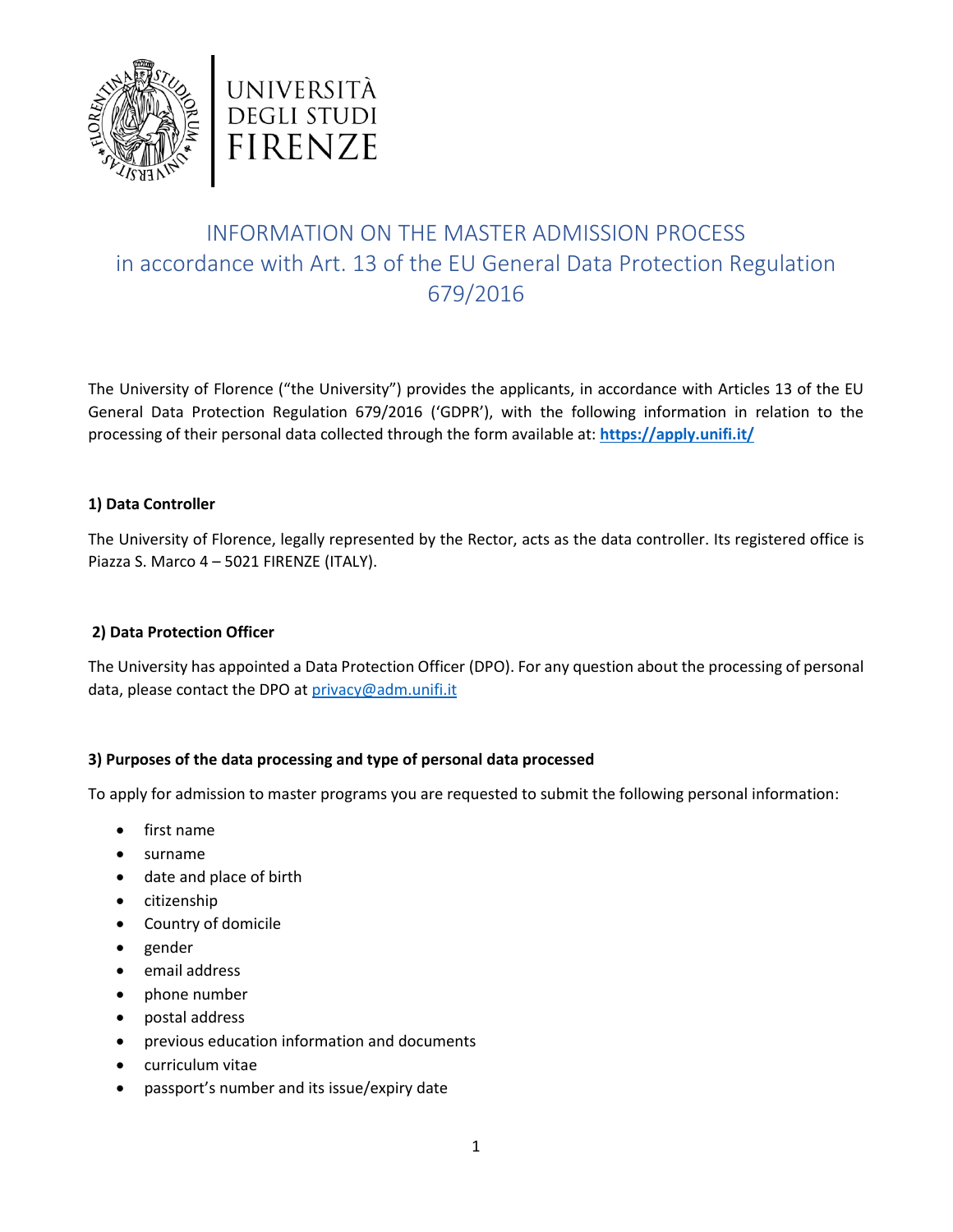UNIVERSITÀ
DEGLI STUDI
FIRENZE

# INFORMATION ON THE MASTER ADMISSION PROCESS in accordance with Art. 13 of the EU General Data Protection Regulation 679/2016

The University of Florence ("the University") provides the applicants, in accordance with Articles 13 of the EU General Data Protection Regulation 679/2016 ('GDPR'), with the following information in relation to the processing of their personal data collected through the form available at: **https://apply.unifi.it/**

### 1) Data Controller

The University of Florence, legally represented by the Rector, acts as the data controller. Its registered office is Piazza S. Marco 4 – 5021 FIRENZE (ITALY).

### 2) Data Protection Officer

The University has appointed a Data Protection Officer (DPO). For any question about the processing of personal data, please contact the DPO at privacy@adm.unifi.it

### 3) Purposes of the data processing and type of personal data processed

To apply for admission to master programs you are requested to submit the following personal information:

- first name
- surname
- date and place of birth
- citizenship
- Country of domicile
- gender
- email address
- phone number
- postal address
- previous education information and documents
- curriculum vitae
- passport's number and its issue/expiry date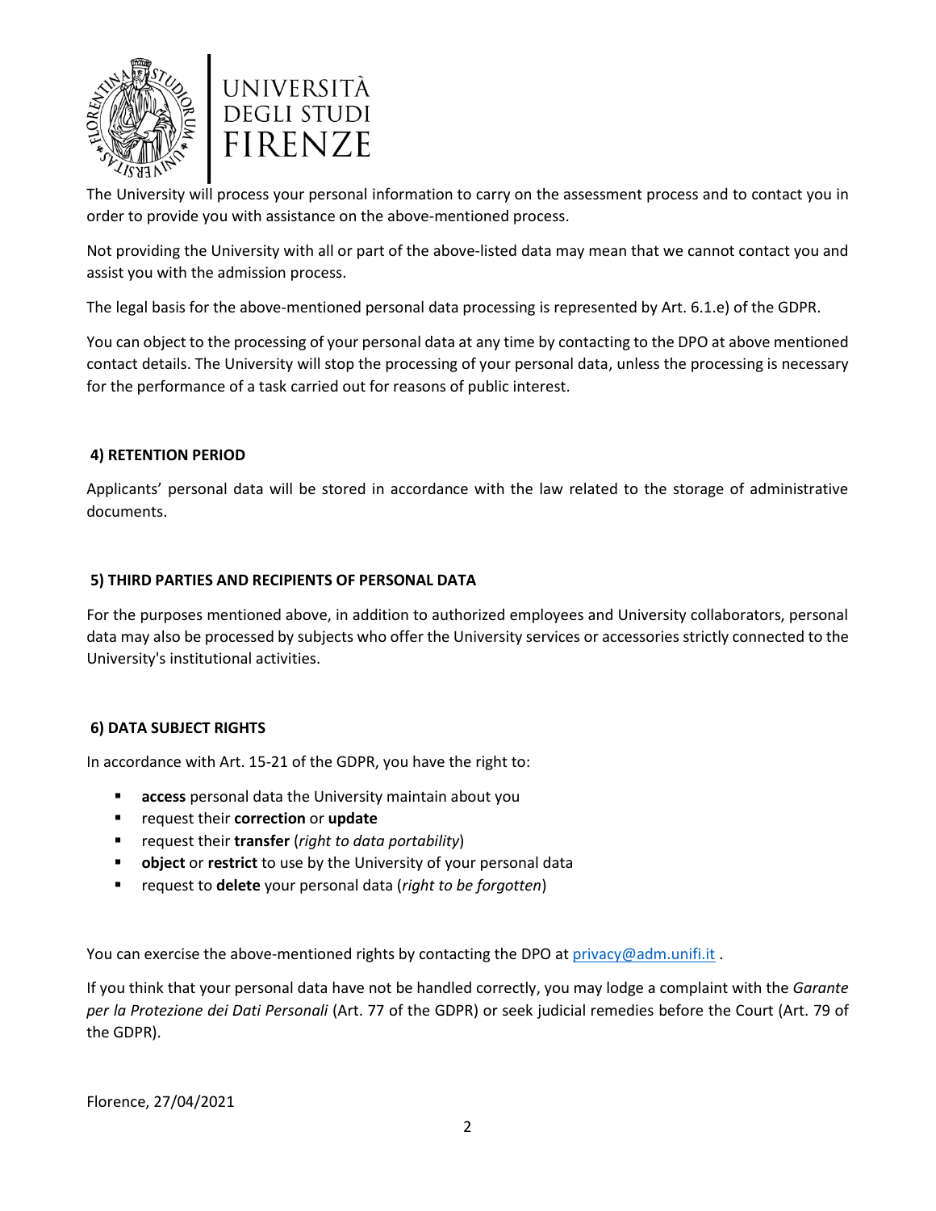The University will process your personal information to carry on the assessment process and to contact you in order to provide you with assistance on the above-mentioned process.

Not providing the University with all or part of the above-listed data may mean that we cannot contact you and assist you with the admission process.

The legal basis for the above-mentioned personal data processing is represented by Art. 6.1.e) of the GDPR.

You can object to the processing of your personal data at any time by contacting to the DPO at above mentioned contact details. The University will stop the processing of your personal data, unless the processing is necessary for the performance of a task carried out for reasons of public interest.

## 4) RETENTION PERIOD

Applicants' personal data will be stored in accordance with the law related to the storage of administrative documents.

## 5) THIRD PARTIES AND RECIPIENTS OF PERSONAL DATA

For the purposes mentioned above, in addition to authorized employees and University collaborators, personal data may also be processed by subjects who offer the University services or accessories strictly connected to the University's institutional activities.

## 6) DATA SUBJECT RIGHTS

In accordance with Art. 15-21 of the GDPR, you have the right to:

- **access** personal data the University maintain about you
- request their **correction** or **update**
- request their **transfer** (*right to data portability*)
- **object** or **restrict** to use by the University of your personal data
- request to **delete** your personal data (*right to be forgotten*)

You can exercise the above-mentioned rights by contacting the DPO at privacy@adm.unifi.it .

If you think that your personal data have not be handled correctly, you may lodge a complaint with the *Garante per la Protezione dei Dati Personali* (Art. 77 of the GDPR) or seek judicial remedies before the Court (Art. 79 of the GDPR).

Florence, 27/04/2021